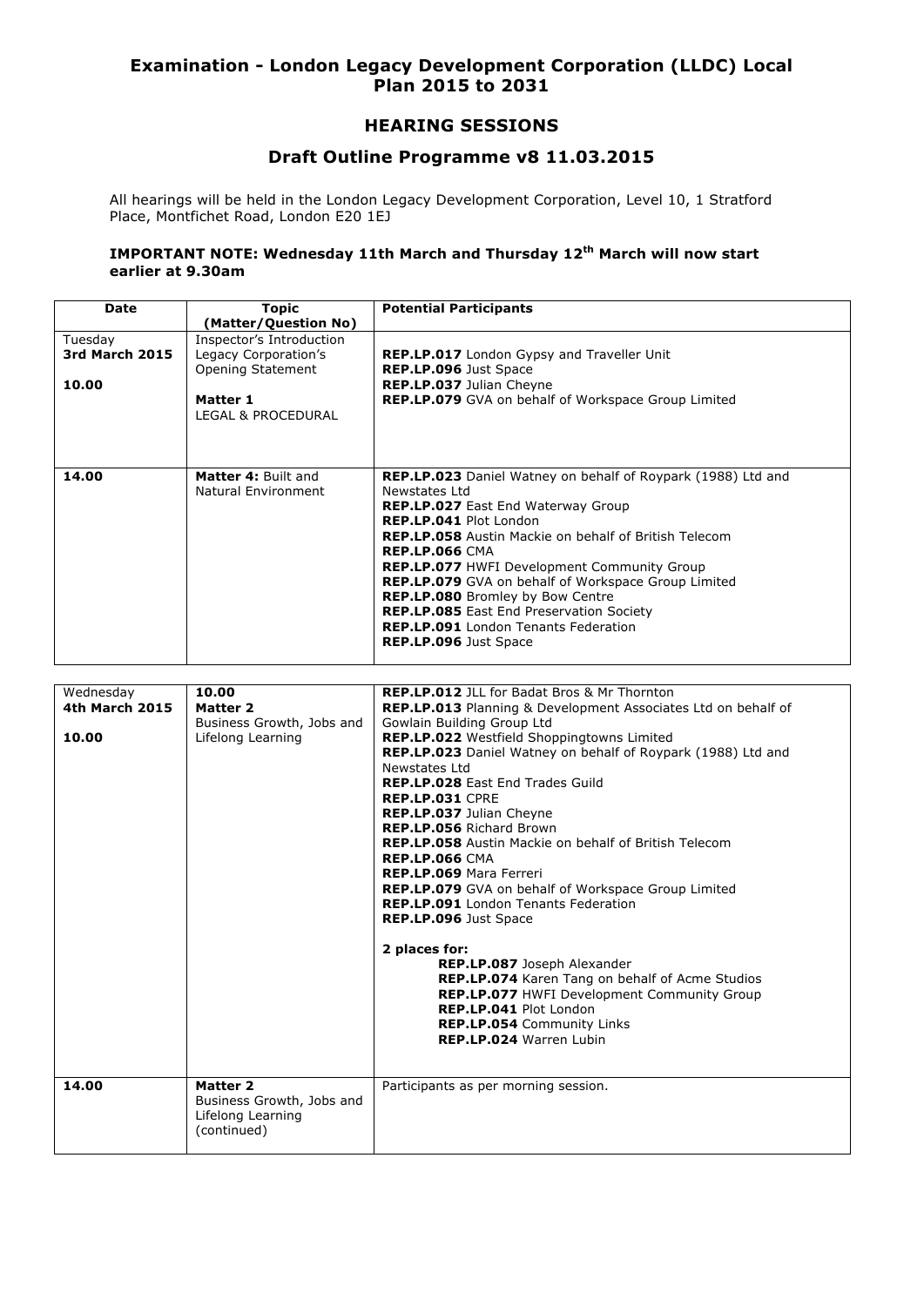# Examination - London Legacy Development Corporation (LLDC) Local Plan 2015 to 2031

## HEARING SESSIONS

## Draft Outline Programme v8 11.03.2015

All hearings will be held in the London Legacy Development Corporation, Level 10, 1 Stratford Place, Montfichet Road, London E20 1EJ

**IMPORTANT NOTE: Wednesday 11th March and Thursday 12th March will now start earlier at 9.30am**

| Date | Topic (Matter/Question No) | Potential Participants |
|---|---|---|
| Tuesday **3rd March 2015** **10.00** | Inspector's Introduction Legacy Corporation's Opening Statement **Matter 1** LEGAL & PROCEDURAL | **REP.LP.017** London Gypsy and Traveller Unit<br>**REP.LP.096** Just Space<br>**REP.LP.037** Julian Cheyne<br>**REP.LP.079** GVA on behalf of Workspace Group Limited |
| **14.00** | **Matter 4:** Built and Natural Environment | **REP.LP.023** Daniel Watney on behalf of Roypark (1988) Ltd and Newstates Ltd<br>**REP.LP.027** East End Waterway Group<br>**REP.LP.041** Plot London<br>**REP.LP.058** Austin Mackie on behalf of British Telecom<br>**REP.LP.066** CMA<br>**REP.LP.077** HWFI Development Community Group<br>**REP.LP.079** GVA on behalf of Workspace Group Limited<br>**REP.LP.080** Bromley by Bow Centre<br>**REP.LP.085** East End Preservation Society<br>**REP.LP.091** London Tenants Federation<br>**REP.LP.096** Just Space |

| Date | Topic (Matter/Question No) | Potential Participants |
|---|---|---|
| Wednesday **4th March 2015** **10.00** | **10.00** **Matter 2** Business Growth, Jobs and Lifelong Learning | **REP.LP.012** JLL for Badat Bros & Mr Thornton<br>**REP.LP.013** Planning & Development Associates Ltd on behalf of Gowlain Building Group Ltd<br>**REP.LP.022** Westfield Shoppingtowns Limited<br>**REP.LP.023** Daniel Watney on behalf of Roypark (1988) Ltd and Newstates Ltd<br>**REP.LP.028** East End Trades Guild<br>**REP.LP.031** CPRE<br>**REP.LP.037** Julian Cheyne<br>**REP.LP.056** Richard Brown<br>**REP.LP.058** Austin Mackie on behalf of British Telecom<br>**REP.LP.066** CMA<br>**REP.LP.069** Mara Ferreri<br>**REP.LP.079** GVA on behalf of Workspace Group Limited<br>**REP.LP.091** London Tenants Federation<br>**REP.LP.096** Just Space<br><br>**2 places for:**<br>**REP.LP.087** Joseph Alexander<br>**REP.LP.074** Karen Tang on behalf of Acme Studios<br>**REP.LP.077** HWFI Development Community Group<br>**REP.LP.041** Plot London<br>**REP.LP.054** Community Links<br>**REP.LP.024** Warren Lubin |
| **14.00** | **Matter 2** Business Growth, Jobs and Lifelong Learning (continued) | Participants as per morning session. |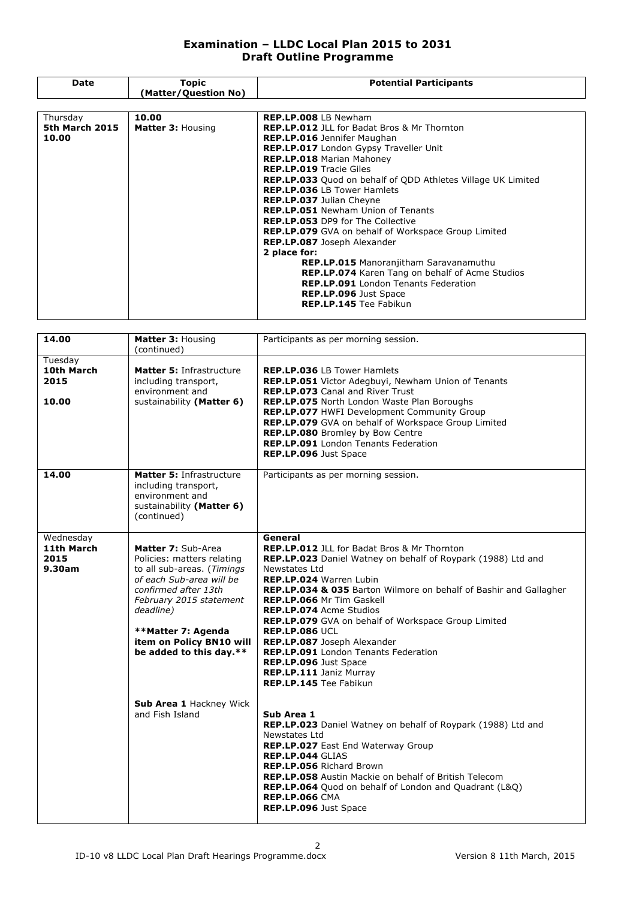# Examination – LLDC Local Plan 2015 to 2031
## Draft Outline Programme

| Date | Topic (Matter/Question No) | Potential Participants |
|---|---|---|
| Thursday **5th March 2015** **10.00** | **10.00** **Matter 3:** Housing | **REP.LP.008** LB Newham<br>**REP.LP.012** JLL for Badat Bros & Mr Thornton<br>**REP.LP.016** Jennifer Maughan<br>**REP.LP.017** London Gypsy Traveller Unit<br>**REP.LP.018** Marian Mahoney<br>**REP.LP.019** Tracie Giles<br>**REP.LP.033** Quod on behalf of QDD Athletes Village UK Limited<br>**REP.LP.036** LB Tower Hamlets<br>**REP.LP.037** Julian Cheyne<br>**REP.LP.051** Newham Union of Tenants<br>**REP.LP.053** DP9 for The Collective<br>**REP.LP.079** GVA on behalf of Workspace Group Limited<br>**REP.LP.087** Joseph Alexander<br>**2 place for:**<br>**REP.LP.015** Manoranjitham Saravanamuthu<br>**REP.LP.074** Karen Tang on behalf of Acme Studios<br>**REP.LP.091** London Tenants Federation<br>**REP.LP.096** Just Space<br>**REP.LP.145** Tee Fabikun |
| **14.00** | **Matter 3:** Housing (continued) | Participants as per morning session. |
| Tuesday **10th March 2015** **10.00** | **Matter 5:** Infrastructure including transport, environment and sustainability **(Matter 6)** | **REP.LP.036** LB Tower Hamlets<br>**REP.LP.051** Victor Adegbuyi, Newham Union of Tenants<br>**REP.LP.073** Canal and River Trust<br>**REP.LP.075** North London Waste Plan Boroughs<br>**REP.LP.077** HWFI Development Community Group<br>**REP.LP.079** GVA on behalf of Workspace Group Limited<br>**REP.LP.080** Bromley by Bow Centre<br>**REP.LP.091** London Tenants Federation<br>**REP.LP.096** Just Space |
| **14.00** | **Matter 5:** Infrastructure including transport, environment and sustainability **(Matter 6)** (continued) | Participants as per morning session. |
| Wednesday **11th March 2015** **9.30am** | **Matter 7:** Sub-Area Policies: matters relating to all sub-areas. (*Timings of each Sub-area will be confirmed after 13th February 2015 statement deadline*)<br><br>**\*\*Matter 7: Agenda item on Policy BN10 will be added to this day.\*\***<br><br>**Sub Area 1** Hackney Wick and Fish Island | **General**<br>**REP.LP.012** JLL for Badat Bros & Mr Thornton<br>**REP.LP.023** Daniel Watney on behalf of Roypark (1988) Ltd and Newstates Ltd<br>**REP.LP.024** Warren Lubin<br>**REP.LP.034 & 035** Barton Wilmore on behalf of Bashir and Gallagher<br>**REP.LP.066** Mr Tim Gaskell<br>**REP.LP.074** Acme Studios<br>**REP.LP.079** GVA on behalf of Workspace Group Limited<br>**REP.LP.086** UCL<br>**REP.LP.087** Joseph Alexander<br>**REP.LP.091** London Tenants Federation<br>**REP.LP.096** Just Space<br>**REP.LP.111** Janiz Murray<br>**REP.LP.145** Tee Fabikun<br><br>**Sub Area 1**<br>**REP.LP.023** Daniel Watney on behalf of Roypark (1988) Ltd and Newstates Ltd<br>**REP.LP.027** East End Waterway Group<br>**REP.LP.044** GLIAS<br>**REP.LP.056** Richard Brown<br>**REP.LP.058** Austin Mackie on behalf of British Telecom<br>**REP.LP.064** Quod on behalf of London and Quadrant (L&Q)<br>**REP.LP.066** CMA<br>**REP.LP.096** Just Space |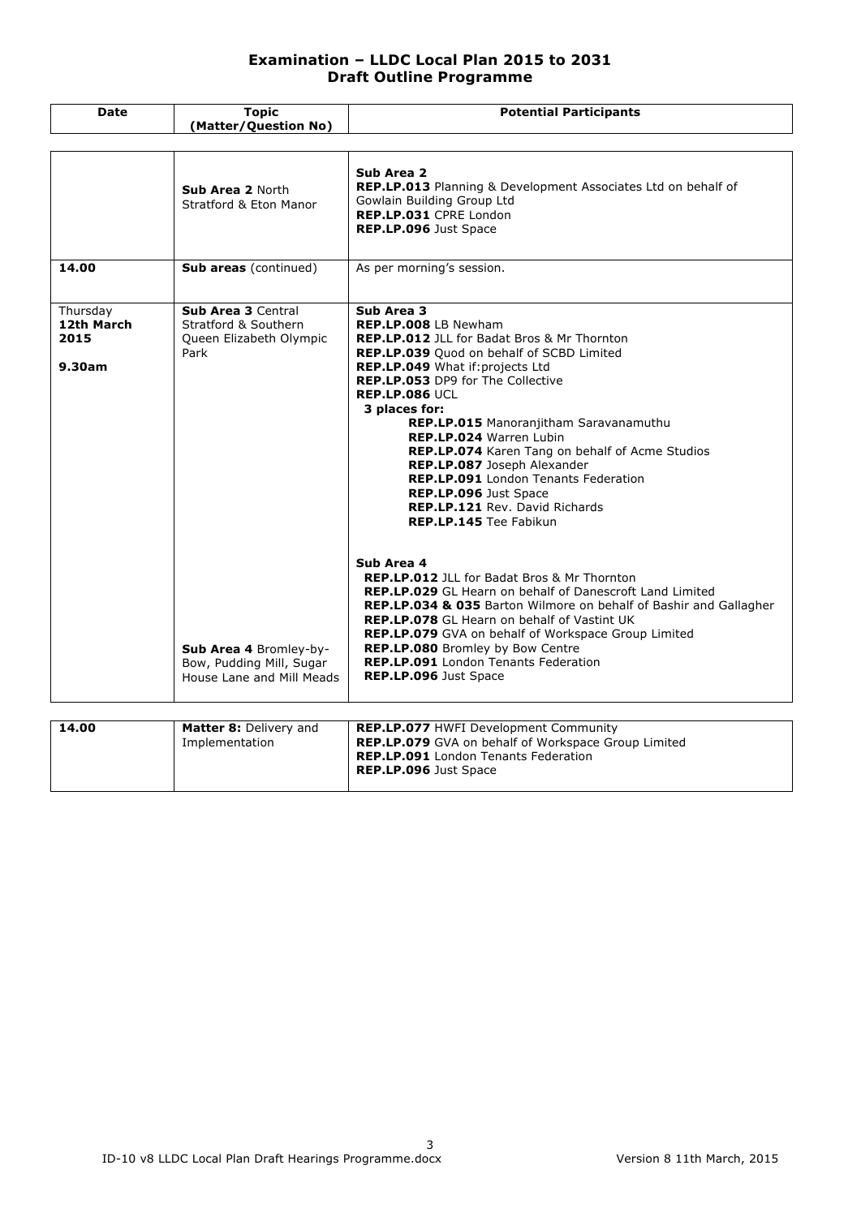# Examination – LLDC Local Plan 2015 to 2031
## Draft Outline Programme

| Date | Topic (Matter/Question No) | Potential Participants |
|---|---|---|
| | **Sub Area 2** North Stratford & Eton Manor | **Sub Area 2**<br>**REP.LP.013** Planning & Development Associates Ltd on behalf of Gowlain Building Group Ltd<br>**REP.LP.031** CPRE London<br>**REP.LP.096** Just Space |
| **14.00** | **Sub areas** (continued) | As per morning's session. |
| Thursday **12th March 2015**<br><br>**9.30am** | **Sub Area 3** Central Stratford & Southern Queen Elizabeth Olympic Park | **Sub Area 3**<br>**REP.LP.008** LB Newham<br>**REP.LP.012** JLL for Badat Bros & Mr Thornton<br>**REP.LP.039** Quod on behalf of SCBD Limited<br>**REP.LP.049** What if:projects Ltd<br>**REP.LP.053** DP9 for The Collective<br>**REP.LP.086** UCL<br>**3 places for:**<br>**REP.LP.015** Manoranjitham Saravanamuthu<br>**REP.LP.024** Warren Lubin<br>**REP.LP.074** Karen Tang on behalf of Acme Studios<br>**REP.LP.087** Joseph Alexander<br>**REP.LP.091** London Tenants Federation<br>**REP.LP.096** Just Space<br>**REP.LP.121** Rev. David Richards<br>**REP.LP.145** Tee Fabikun |
| | **Sub Area 4** Bromley-by-Bow, Pudding Mill, Sugar House Lane and Mill Meads | **Sub Area 4**<br>**REP.LP.012** JLL for Badat Bros & Mr Thornton<br>**REP.LP.029** GL Hearn on behalf of Danescroft Land Limited<br>**REP.LP.034 & 035** Barton Wilmore on behalf of Bashir and Gallagher<br>**REP.LP.078** GL Hearn on behalf of Vastint UK<br>**REP.LP.079** GVA on behalf of Workspace Group Limited<br>**REP.LP.080** Bromley by Bow Centre<br>**REP.LP.091** London Tenants Federation<br>**REP.LP.096** Just Space |
| **14.00** | **Matter 8:** Delivery and Implementation | **REP.LP.077** HWFI Development Community<br>**REP.LP.079** GVA on behalf of Workspace Group Limited<br>**REP.LP.091** London Tenants Federation<br>**REP.LP.096** Just Space |